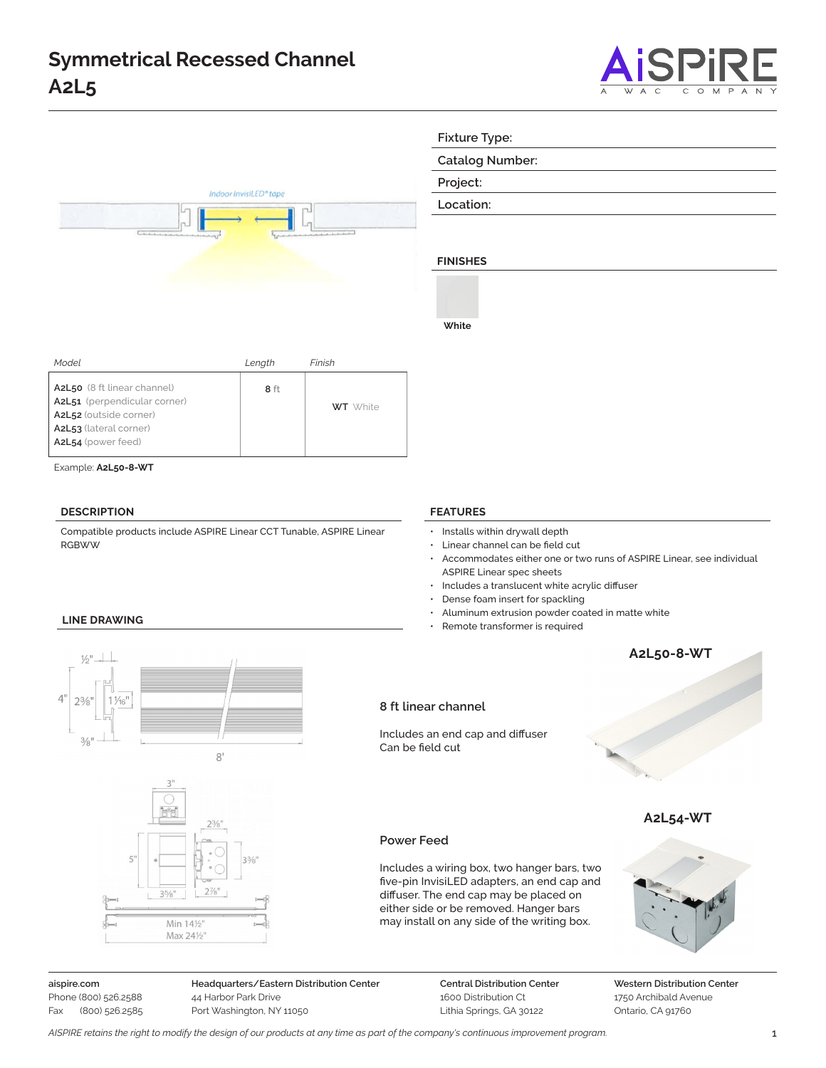# Symmetrical Recessed Channel
# A2L5

| Fixture Type: |
|---|
| Catalog Number: |
| Project: |
| Location: |

## FINISHES

White

| Model | Length | Finish |
|---|---|---|
| **A2L50** (8 ft linear channel)<br>**A2L51** (perpendicular corner)<br>**A2L52** (outside corner)<br>**A2L53** (lateral corner)<br>**A2L54** (power feed) | **8** ft | **WT** White |

Example: **A2L50-8-WT**

## DESCRIPTION

Compatible products include ASPIRE Linear CCT Tunable, ASPIRE Linear RGBWW

## FEATURES

- Installs within drywall depth
- Linear channel can be field cut
- Accommodates either one or two runs of ASPIRE Linear, see individual ASPIRE Linear spec sheets
- Includes a translucent white acrylic diffuser
- Dense foam insert for spackling
- Aluminum extrusion powder coated in matte white
- Remote transformer is required

## LINE DRAWING

### A2L50-8-WT

**8 ft linear channel**

Includes an end cap and diffuser
Can be field cut

### A2L54-WT

**Power Feed**

Includes a wiring box, two hanger bars, two five-pin InvisiLED adapters, an end cap and diffuser. The end cap may be placed on either side or be removed. Hanger bars may install on any side of the writing box.

---

**aispire.com**
Phone (800) 526.2588
Fax (800) 526.2585

**Headquarters/Eastern Distribution Center**
44 Harbor Park Drive
Port Washington, NY 11050

**Central Distribution Center**
1600 Distribution Ct
Lithia Springs, GA 30122

**Western Distribution Center**
1750 Archibald Avenue
Ontario, CA 91760

*AISPIRE retains the right to modify the design of our products at any time as part of the company's continuous improvement program.*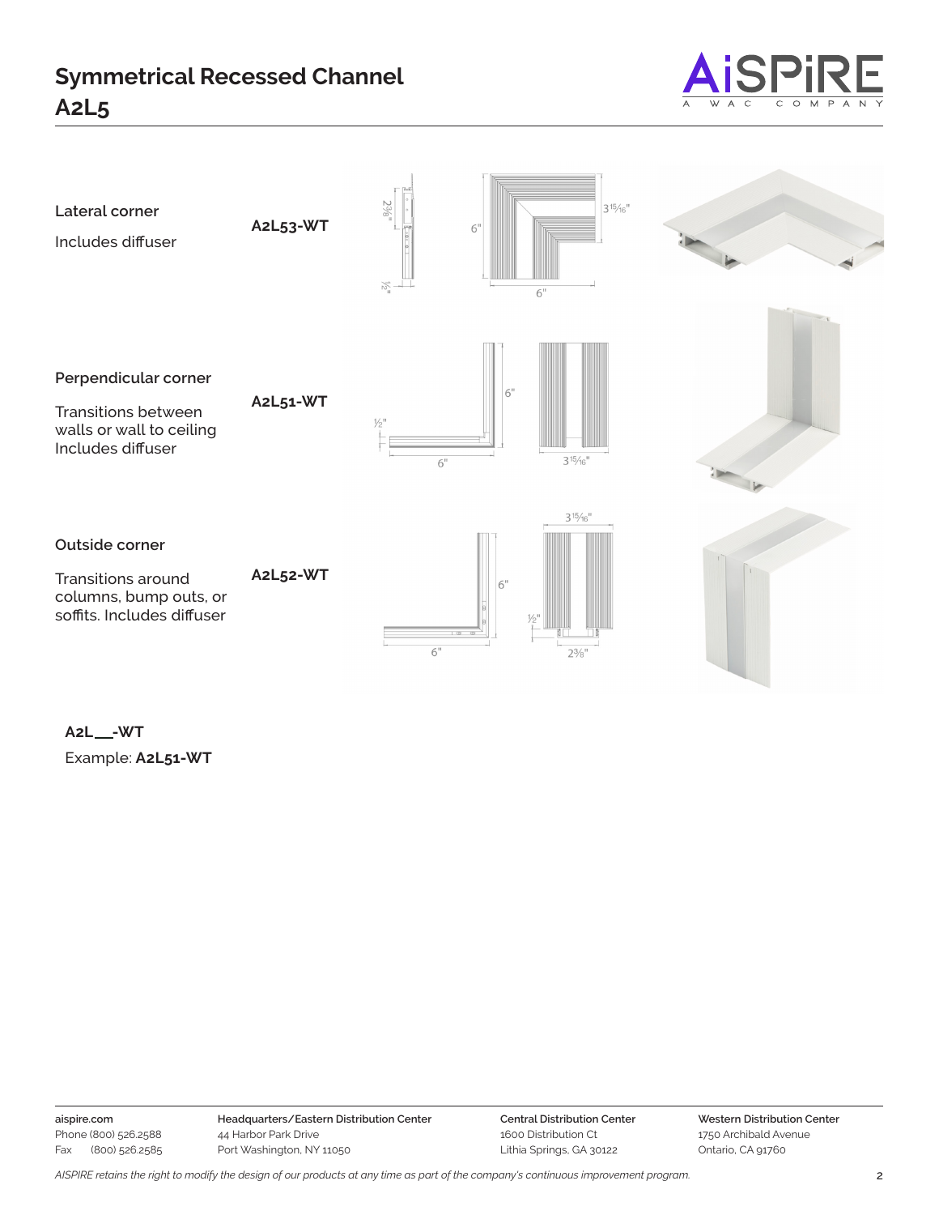# Symmetrical Recessed Channel
# A2L5

**Lateral corner**

Includes diffuser

**A2L53-WT**

2⅜"
½"
6"
3¹⁵⁄₁₆"
6"

**Perpendicular corner**

Transitions between walls or wall to ceiling
Includes diffuser

**A2L51-WT**

½"
6"
6"
3¹⁵⁄₁₆"

**Outside corner**

Transitions around columns, bump outs, or soffits. Includes diffuser

**A2L52-WT**

3¹⁵⁄₁₆"
6"
½"
6"
2⅜"

**A2L__-WT**

Example: **A2L51-WT**

**aispire.com**
Phone (800) 526.2588
Fax (800) 526.2585

**Headquarters/Eastern Distribution Center**
44 Harbor Park Drive
Port Washington, NY 11050

**Central Distribution Center**
1600 Distribution Ct
Lithia Springs, GA 30122

**Western Distribution Center**
1750 Archibald Avenue
Ontario, CA 91760

*AISPIRE retains the right to modify the design of our products at any time as part of the company's continuous improvement program.*